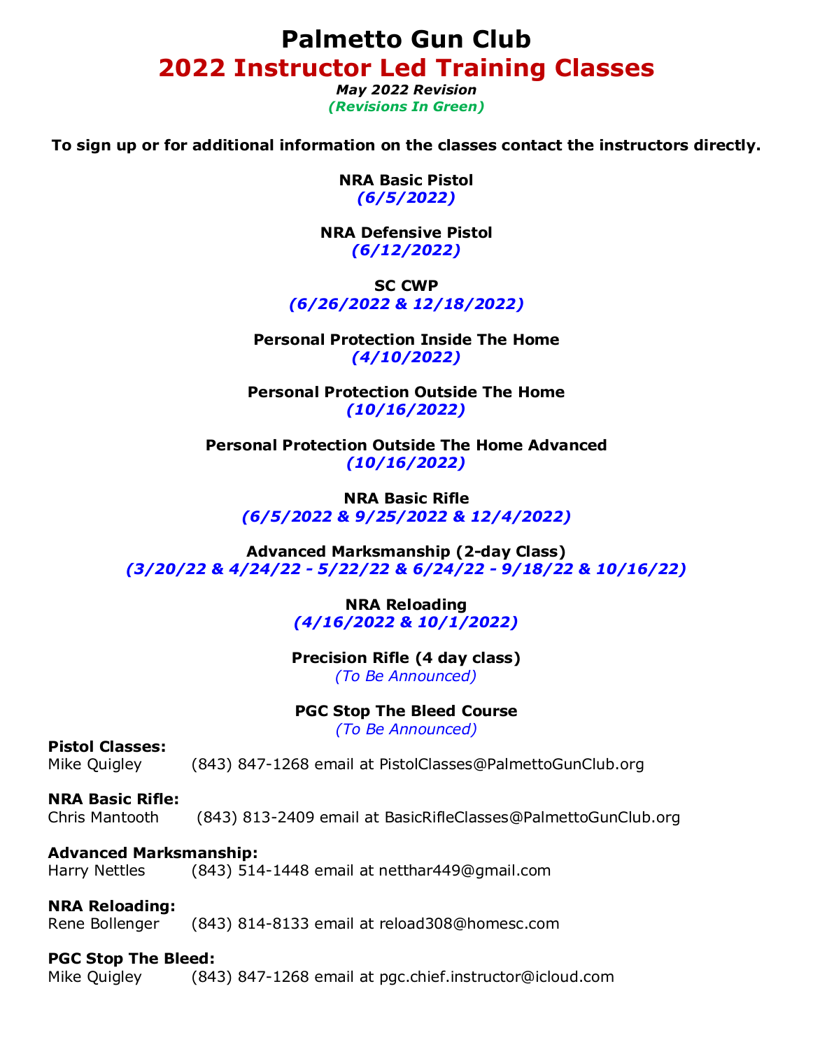# Palmetto Gun Club

## 2022 Instructor Led Training Classes

***May 2022 Revision***

***(Revisions In Green)***

**To sign up or for additional information on the classes contact the instructors directly.**

**NRA Basic Pistol**
***(6/5/2022)***

**NRA Defensive Pistol**
***(6/12/2022)***

**SC CWP**
***(6/26/2022 & 12/18/2022)***

**Personal Protection Inside The Home**
***(4/10/2022)***

**Personal Protection Outside The Home**
***(10/16/2022)***

**Personal Protection Outside The Home Advanced**
***(10/16/2022)***

**NRA Basic Rifle**
***(6/5/2022 & 9/25/2022 & 12/4/2022)***

**Advanced Marksmanship (2-day Class)**
***(3/20/22 & 4/24/22 - 5/22/22 & 6/24/22 - 9/18/22 & 10/16/22)***

**NRA Reloading**
***(4/16/2022 & 10/1/2022)***

**Precision Rifle (4 day class)**
*(To Be Announced)*

**PGC Stop The Bleed Course**
*(To Be Announced)*

**Pistol Classes:**
Mike Quigley (843) 847-1268 email at PistolClasses@PalmettoGunClub.org

**NRA Basic Rifle:**
Chris Mantooth (843) 813-2409 email at BasicRifleClasses@PalmettoGunClub.org

**Advanced Marksmanship:**
Harry Nettles (843) 514-1448 email at netthar449@gmail.com

**NRA Reloading:**
Rene Bollenger (843) 814-8133 email at reload308@homesc.com

**PGC Stop The Bleed:**
Mike Quigley (843) 847-1268 email at pgc.chief.instructor@icloud.com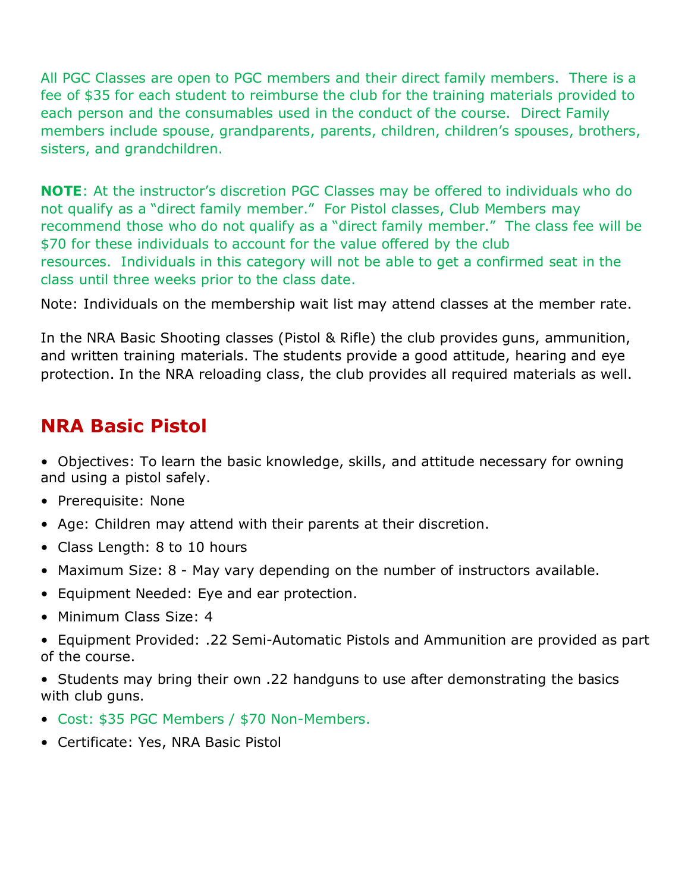All PGC Classes are open to PGC members and their direct family members. There is a fee of $35 for each student to reimburse the club for the training materials provided to each person and the consumables used in the conduct of the course. Direct Family members include spouse, grandparents, parents, children, children's spouses, brothers, sisters, and grandchildren.

**NOTE**: At the instructor's discretion PGC Classes may be offered to individuals who do not qualify as a "direct family member." For Pistol classes, Club Members may recommend those who do not qualify as a "direct family member." The class fee will be $70 for these individuals to account for the value offered by the club resources. Individuals in this category will not be able to get a confirmed seat in the class until three weeks prior to the class date.

Note: Individuals on the membership wait list may attend classes at the member rate.

In the NRA Basic Shooting classes (Pistol & Rifle) the club provides guns, ammunition, and written training materials. The students provide a good attitude, hearing and eye protection. In the NRA reloading class, the club provides all required materials as well.

## NRA Basic Pistol

- Objectives: To learn the basic knowledge, skills, and attitude necessary for owning and using a pistol safely.
- Prerequisite: None
- Age: Children may attend with their parents at their discretion.
- Class Length: 8 to 10 hours
- Maximum Size: 8 - May vary depending on the number of instructors available.
- Equipment Needed: Eye and ear protection.
- Minimum Class Size: 4
- Equipment Provided: .22 Semi-Automatic Pistols and Ammunition are provided as part of the course.
- Students may bring their own .22 handguns to use after demonstrating the basics with club guns.
- Cost: $35 PGC Members / $70 Non-Members.
- Certificate: Yes, NRA Basic Pistol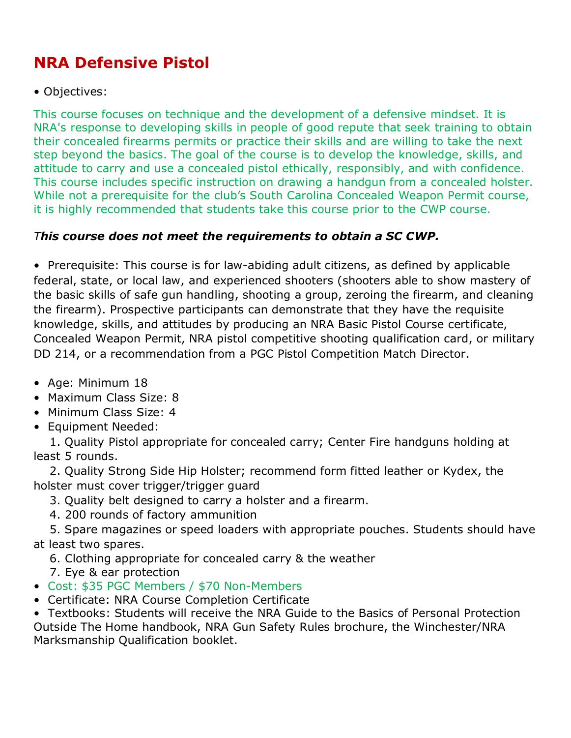# NRA Defensive Pistol

- Objectives:

This course focuses on technique and the development of a defensive mindset. It is NRA's response to developing skills in people of good repute that seek training to obtain their concealed firearms permits or practice their skills and are willing to take the next step beyond the basics. The goal of the course is to develop the knowledge, skills, and attitude to carry and use a concealed pistol ethically, responsibly, and with confidence. This course includes specific instruction on drawing a handgun from a concealed holster. While not a prerequisite for the club's South Carolina Concealed Weapon Permit course, it is highly recommended that students take this course prior to the CWP course.

*T**his course does not meet the requirements to obtain a SC CWP.***

- Prerequisite: This course is for law-abiding adult citizens, as defined by applicable federal, state, or local law, and experienced shooters (shooters able to show mastery of the basic skills of safe gun handling, shooting a group, zeroing the firearm, and cleaning the firearm). Prospective participants can demonstrate that they have the requisite knowledge, skills, and attitudes by producing an NRA Basic Pistol Course certificate, Concealed Weapon Permit, NRA pistol competitive shooting qualification card, or military DD 214, or a recommendation from a PGC Pistol Competition Match Director.

- Age: Minimum 18
- Maximum Class Size: 8
- Minimum Class Size: 4
- Equipment Needed:
  1. Quality Pistol appropriate for concealed carry; Center Fire handguns holding at least 5 rounds.
  2. Quality Strong Side Hip Holster; recommend form fitted leather or Kydex, the holster must cover trigger/trigger guard
  3. Quality belt designed to carry a holster and a firearm.
  4. 200 rounds of factory ammunition
  5. Spare magazines or speed loaders with appropriate pouches. Students should have at least two spares.
  6. Clothing appropriate for concealed carry & the weather
  7. Eye & ear protection
- Cost: $35 PGC Members / $70 Non-Members
- Certificate: NRA Course Completion Certificate
- Textbooks: Students will receive the NRA Guide to the Basics of Personal Protection Outside The Home handbook, NRA Gun Safety Rules brochure, the Winchester/NRA Marksmanship Qualification booklet.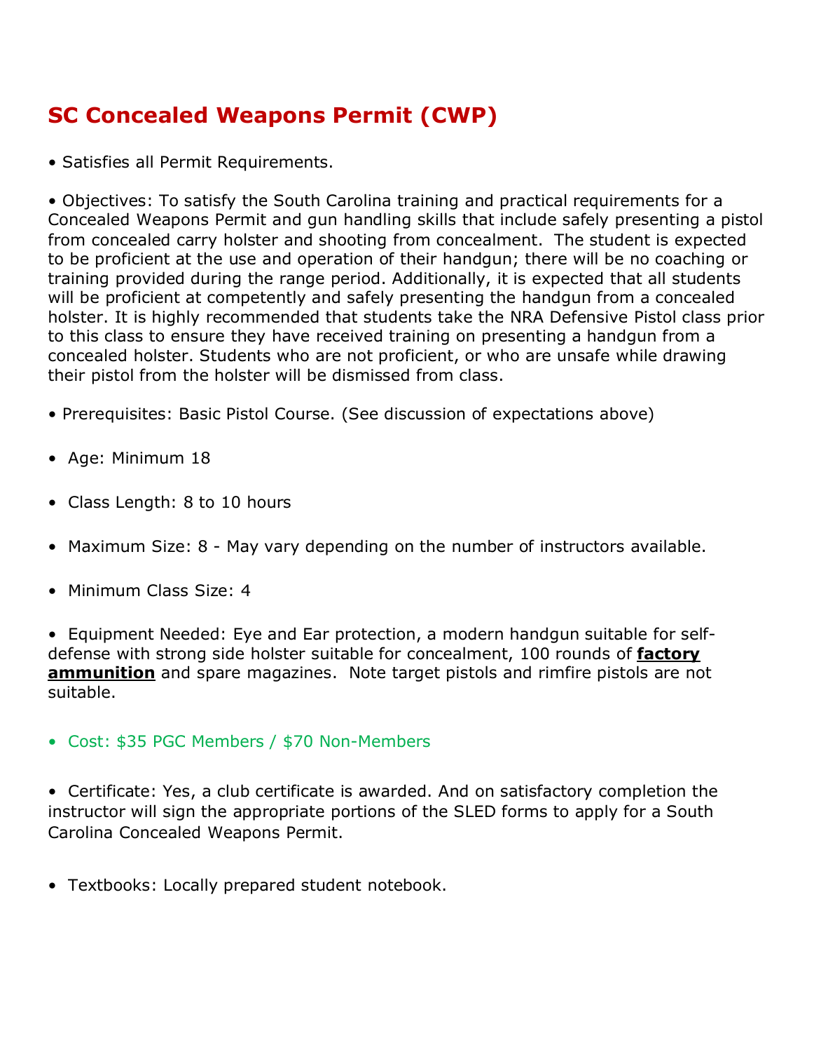# SC Concealed Weapons Permit (CWP)

• Satisfies all Permit Requirements.

• Objectives: To satisfy the South Carolina training and practical requirements for a Concealed Weapons Permit and gun handling skills that include safely presenting a pistol from concealed carry holster and shooting from concealment. The student is expected to be proficient at the use and operation of their handgun; there will be no coaching or training provided during the range period. Additionally, it is expected that all students will be proficient at competently and safely presenting the handgun from a concealed holster. It is highly recommended that students take the NRA Defensive Pistol class prior to this class to ensure they have received training on presenting a handgun from a concealed holster. Students who are not proficient, or who are unsafe while drawing their pistol from the holster will be dismissed from class.

• Prerequisites: Basic Pistol Course. (See discussion of expectations above)

• Age: Minimum 18

• Class Length: 8 to 10 hours

• Maximum Size: 8 - May vary depending on the number of instructors available.

• Minimum Class Size: 4

• Equipment Needed: Eye and Ear protection, a modern handgun suitable for self-defense with strong side holster suitable for concealment, 100 rounds of **factory ammunition** and spare magazines. Note target pistols and rimfire pistols are not suitable.

• Cost: $35 PGC Members / $70 Non-Members

• Certificate: Yes, a club certificate is awarded. And on satisfactory completion the instructor will sign the appropriate portions of the SLED forms to apply for a South Carolina Concealed Weapons Permit.

• Textbooks: Locally prepared student notebook.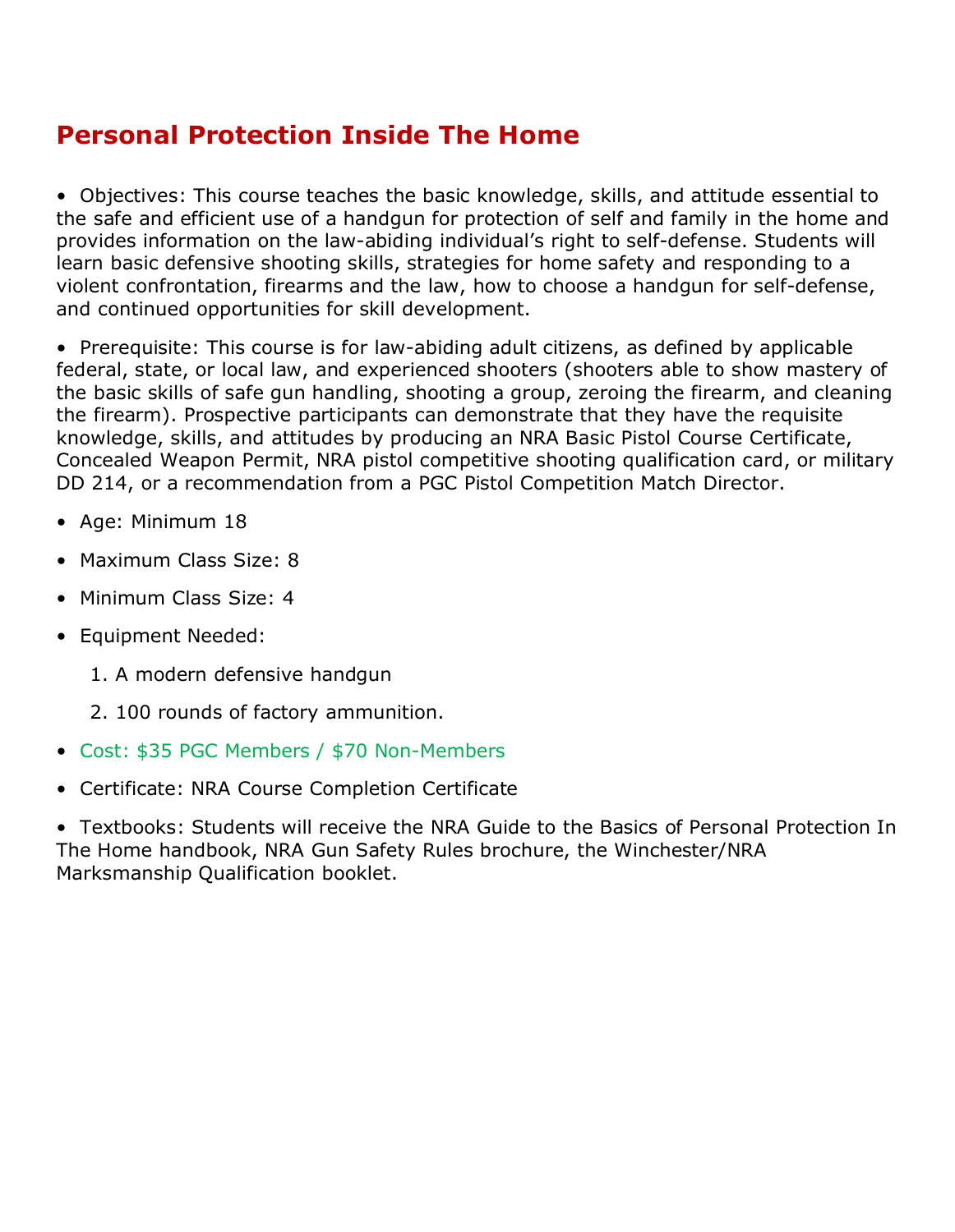## Personal Protection Inside The Home

- Objectives: This course teaches the basic knowledge, skills, and attitude essential to the safe and efficient use of a handgun for protection of self and family in the home and provides information on the law-abiding individual's right to self-defense. Students will learn basic defensive shooting skills, strategies for home safety and responding to a violent confrontation, firearms and the law, how to choose a handgun for self-defense, and continued opportunities for skill development.
- Prerequisite: This course is for law-abiding adult citizens, as defined by applicable federal, state, or local law, and experienced shooters (shooters able to show mastery of the basic skills of safe gun handling, shooting a group, zeroing the firearm, and cleaning the firearm). Prospective participants can demonstrate that they have the requisite knowledge, skills, and attitudes by producing an NRA Basic Pistol Course Certificate, Concealed Weapon Permit, NRA pistol competitive shooting qualification card, or military DD 214, or a recommendation from a PGC Pistol Competition Match Director.
- Age: Minimum 18
- Maximum Class Size: 8
- Minimum Class Size: 4
- Equipment Needed:
    1. A modern defensive handgun
    2. 100 rounds of factory ammunition.
- Cost: $35 PGC Members / $70 Non-Members
- Certificate: NRA Course Completion Certificate
- Textbooks: Students will receive the NRA Guide to the Basics of Personal Protection In The Home handbook, NRA Gun Safety Rules brochure, the Winchester/NRA Marksmanship Qualification booklet.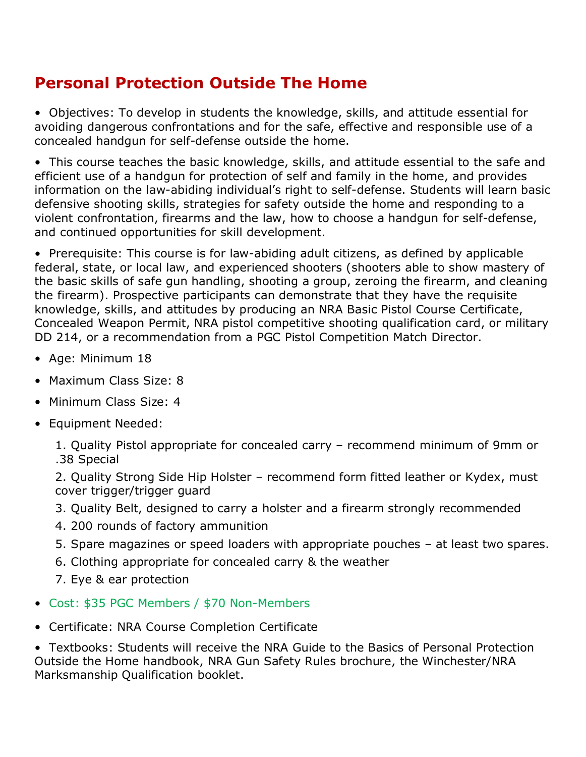## Personal Protection Outside The Home

- Objectives: To develop in students the knowledge, skills, and attitude essential for avoiding dangerous confrontations and for the safe, effective and responsible use of a concealed handgun for self-defense outside the home.
- This course teaches the basic knowledge, skills, and attitude essential to the safe and efficient use of a handgun for protection of self and family in the home, and provides information on the law-abiding individual's right to self-defense. Students will learn basic defensive shooting skills, strategies for safety outside the home and responding to a violent confrontation, firearms and the law, how to choose a handgun for self-defense, and continued opportunities for skill development.
- Prerequisite: This course is for law-abiding adult citizens, as defined by applicable federal, state, or local law, and experienced shooters (shooters able to show mastery of the basic skills of safe gun handling, shooting a group, zeroing the firearm, and cleaning the firearm). Prospective participants can demonstrate that they have the requisite knowledge, skills, and attitudes by producing an NRA Basic Pistol Course Certificate, Concealed Weapon Permit, NRA pistol competitive shooting qualification card, or military DD 214, or a recommendation from a PGC Pistol Competition Match Director.
- Age: Minimum 18
- Maximum Class Size: 8
- Minimum Class Size: 4
- Equipment Needed:
    1. Quality Pistol appropriate for concealed carry – recommend minimum of 9mm or .38 Special
    2. Quality Strong Side Hip Holster – recommend form fitted leather or Kydex, must cover trigger/trigger guard
    3. Quality Belt, designed to carry a holster and a firearm strongly recommended
    4. 200 rounds of factory ammunition
    5. Spare magazines or speed loaders with appropriate pouches – at least two spares.
    6. Clothing appropriate for concealed carry & the weather
    7. Eye & ear protection
- Cost: $35 PGC Members / $70 Non-Members
- Certificate: NRA Course Completion Certificate
- Textbooks: Students will receive the NRA Guide to the Basics of Personal Protection Outside the Home handbook, NRA Gun Safety Rules brochure, the Winchester/NRA Marksmanship Qualification booklet.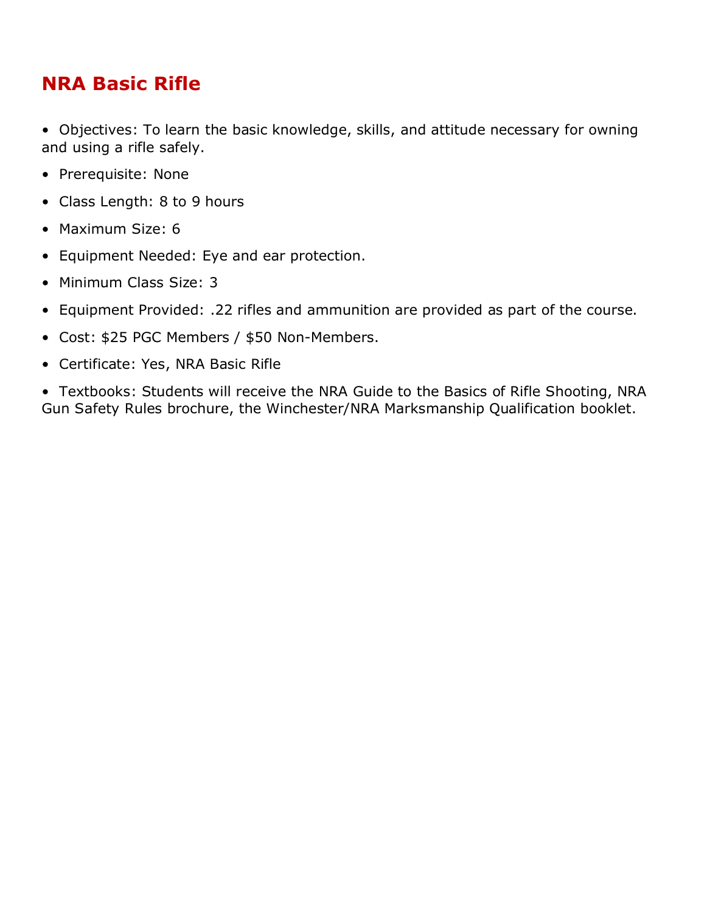## NRA Basic Rifle

- Objectives: To learn the basic knowledge, skills, and attitude necessary for owning and using a rifle safely.
- Prerequisite: None
- Class Length: 8 to 9 hours
- Maximum Size: 6
- Equipment Needed: Eye and ear protection.
- Minimum Class Size: 3
- Equipment Provided: .22 rifles and ammunition are provided as part of the course.
- Cost: $25 PGC Members / $50 Non-Members.
- Certificate: Yes, NRA Basic Rifle
- Textbooks: Students will receive the NRA Guide to the Basics of Rifle Shooting, NRA Gun Safety Rules brochure, the Winchester/NRA Marksmanship Qualification booklet.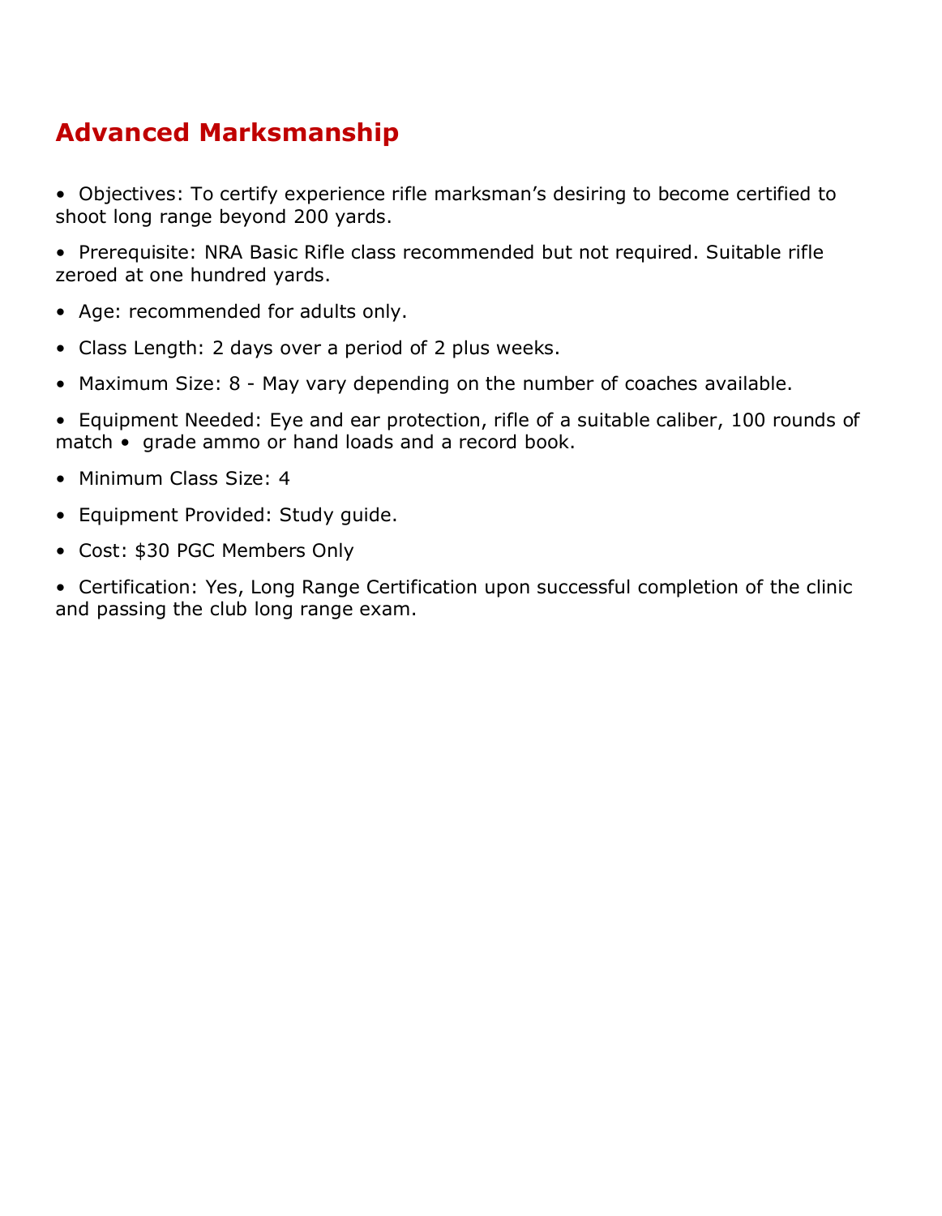## Advanced Marksmanship

- Objectives: To certify experience rifle marksman's desiring to become certified to shoot long range beyond 200 yards.
- Prerequisite: NRA Basic Rifle class recommended but not required. Suitable rifle zeroed at one hundred yards.
- Age: recommended for adults only.
- Class Length: 2 days over a period of 2 plus weeks.
- Maximum Size: 8 - May vary depending on the number of coaches available.
- Equipment Needed: Eye and ear protection, rifle of a suitable caliber, 100 rounds of match • grade ammo or hand loads and a record book.
- Minimum Class Size: 4
- Equipment Provided: Study guide.
- Cost: $30 PGC Members Only
- Certification: Yes, Long Range Certification upon successful completion of the clinic and passing the club long range exam.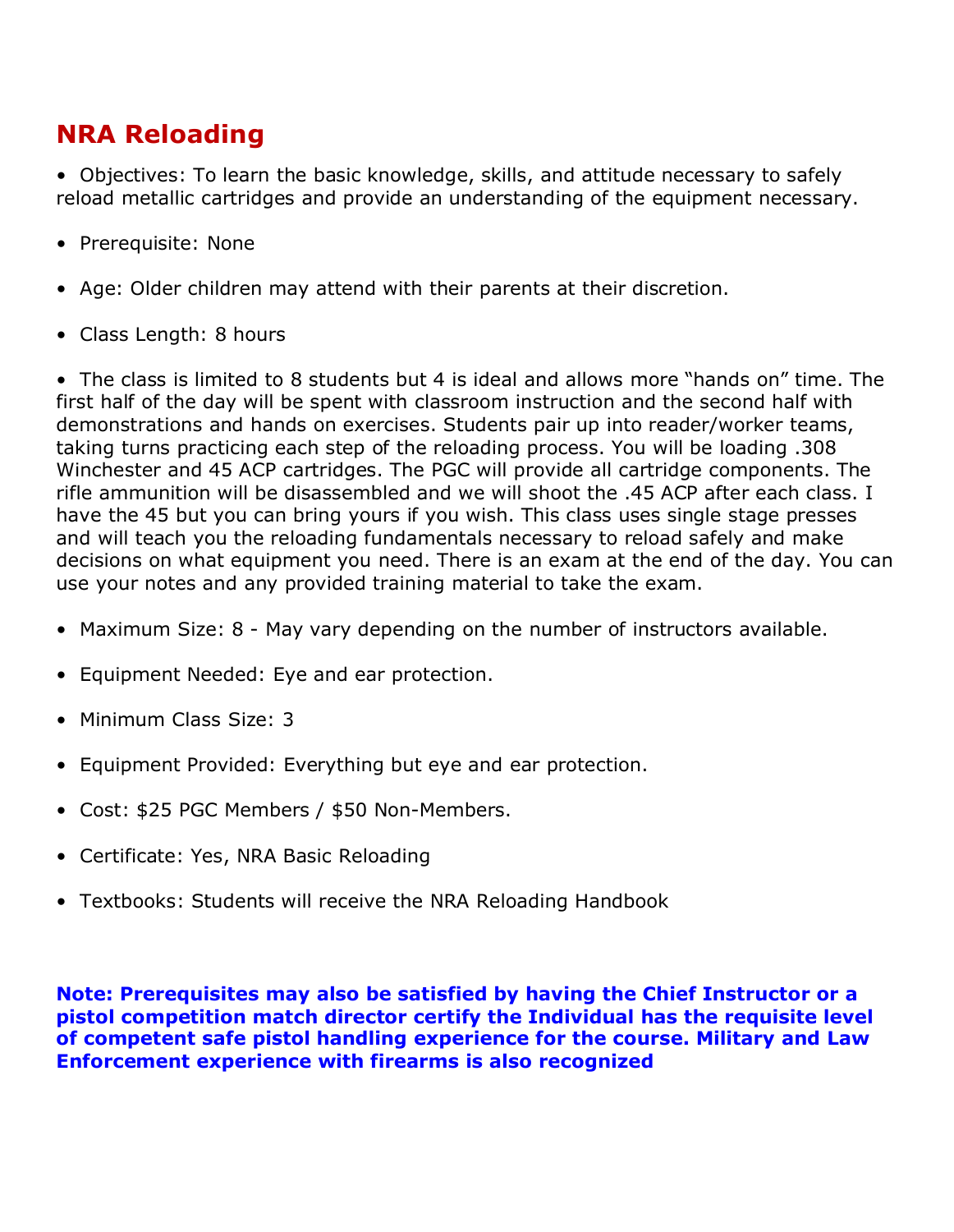## NRA Reloading

- Objectives: To learn the basic knowledge, skills, and attitude necessary to safely reload metallic cartridges and provide an understanding of the equipment necessary.

- Prerequisite: None

- Age: Older children may attend with their parents at their discretion.

- Class Length: 8 hours

- The class is limited to 8 students but 4 is ideal and allows more “hands on” time. The first half of the day will be spent with classroom instruction and the second half with demonstrations and hands on exercises. Students pair up into reader/worker teams, taking turns practicing each step of the reloading process. You will be loading .308 Winchester and 45 ACP cartridges. The PGC will provide all cartridge components. The rifle ammunition will be disassembled and we will shoot the .45 ACP after each class. I have the 45 but you can bring yours if you wish. This class uses single stage presses and will teach you the reloading fundamentals necessary to reload safely and make decisions on what equipment you need. There is an exam at the end of the day. You can use your notes and any provided training material to take the exam.

- Maximum Size: 8 - May vary depending on the number of instructors available.

- Equipment Needed: Eye and ear protection.

- Minimum Class Size: 3

- Equipment Provided: Everything but eye and ear protection.

- Cost: $25 PGC Members / $50 Non-Members.

- Certificate: Yes, NRA Basic Reloading

- Textbooks: Students will receive the NRA Reloading Handbook

**Note: Prerequisites may also be satisfied by having the Chief Instructor or a pistol competition match director certify the Individual has the requisite level of competent safe pistol handling experience for the course. Military and Law Enforcement experience with firearms is also recognized**